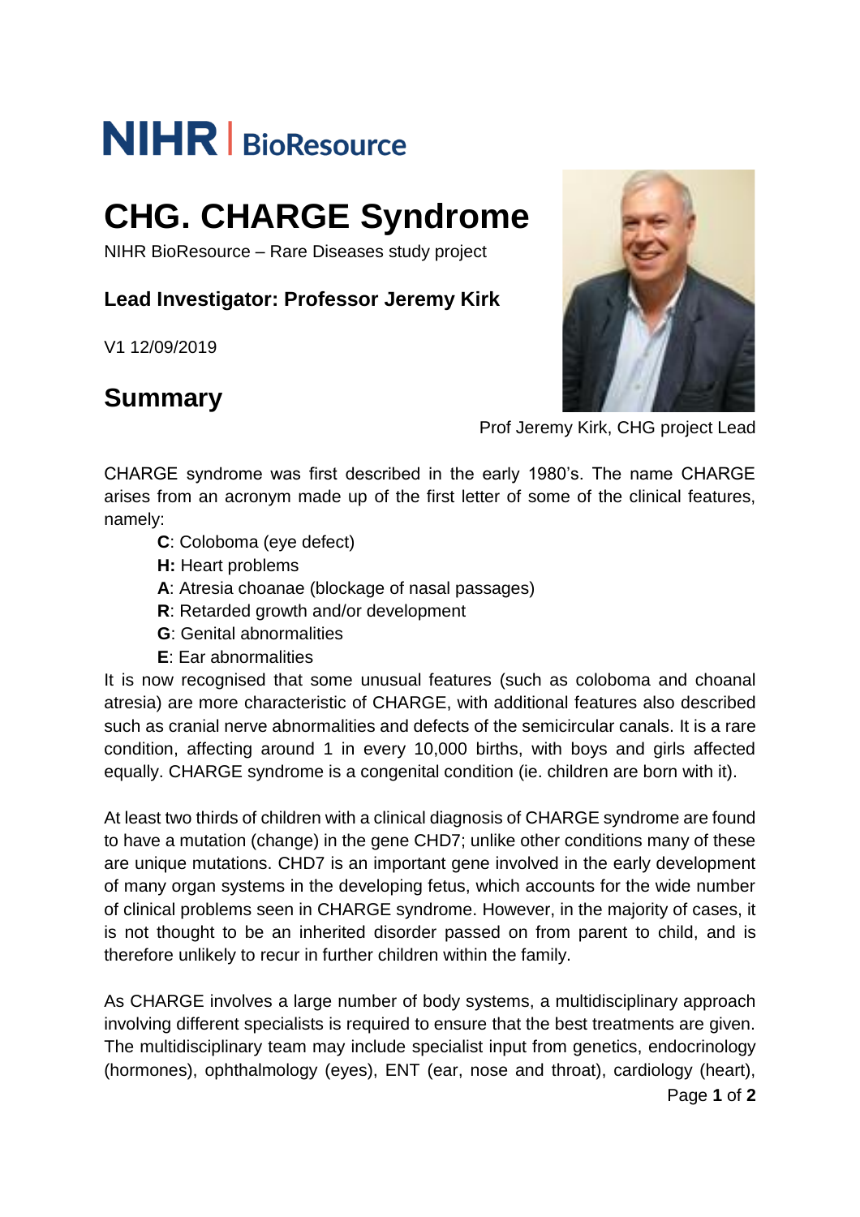NIHR | BioResource

# CHG. CHARGE Syndrome

NIHR BioResource – Rare Diseases study project

**Lead Investigator: Professor Jeremy Kirk**

V1 12/09/2019

## Summary

Prof Jeremy Kirk, CHG project Lead

CHARGE syndrome was first described in the early 1980's. The name CHARGE arises from an acronym made up of the first letter of some of the clinical features, namely:

- **C**: Coloboma (eye defect)
- **H:** Heart problems
- **A**: Atresia choanae (blockage of nasal passages)
- **R**: Retarded growth and/or development
- **G**: Genital abnormalities
- **E**: Ear abnormalities

It is now recognised that some unusual features (such as coloboma and choanal atresia) are more characteristic of CHARGE, with additional features also described such as cranial nerve abnormalities and defects of the semicircular canals. It is a rare condition, affecting around 1 in every 10,000 births, with boys and girls affected equally. CHARGE syndrome is a congenital condition (ie. children are born with it).

At least two thirds of children with a clinical diagnosis of CHARGE syndrome are found to have a mutation (change) in the gene CHD7; unlike other conditions many of these are unique mutations. CHD7 is an important gene involved in the early development of many organ systems in the developing fetus, which accounts for the wide number of clinical problems seen in CHARGE syndrome. However, in the majority of cases, it is not thought to be an inherited disorder passed on from parent to child, and is therefore unlikely to recur in further children within the family.

As CHARGE involves a large number of body systems, a multidisciplinary approach involving different specialists is required to ensure that the best treatments are given. The multidisciplinary team may include specialist input from genetics, endocrinology (hormones), ophthalmology (eyes), ENT (ear, nose and throat), cardiology (heart),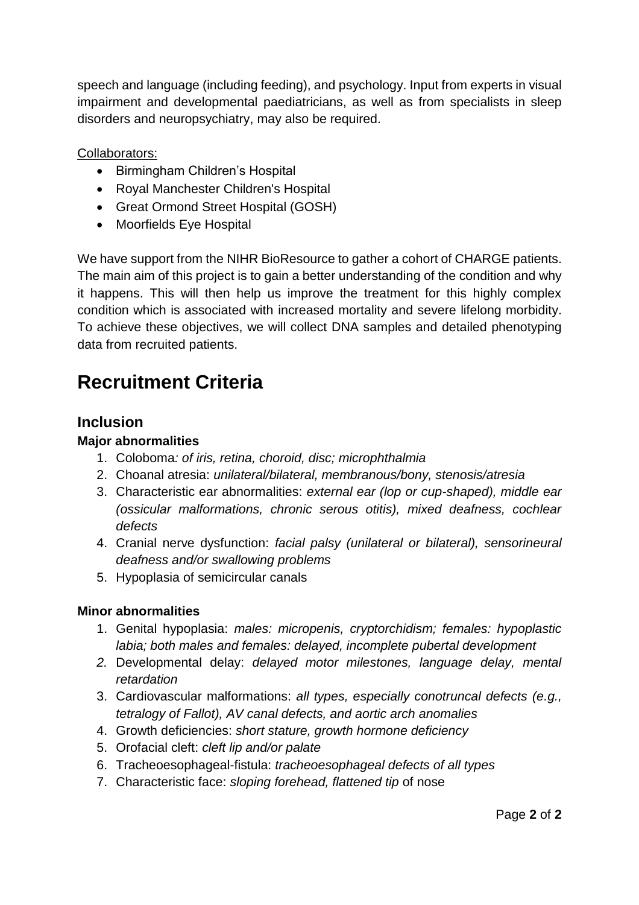speech and language (including feeding), and psychology. Input from experts in visual impairment and developmental paediatricians, as well as from specialists in sleep disorders and neuropsychiatry, may also be required.

Collaborators:

- Birmingham Children's Hospital
- Royal Manchester Children's Hospital
- Great Ormond Street Hospital (GOSH)
- Moorfields Eye Hospital

We have support from the NIHR BioResource to gather a cohort of CHARGE patients. The main aim of this project is to gain a better understanding of the condition and why it happens. This will then help us improve the treatment for this highly complex condition which is associated with increased mortality and severe lifelong morbidity. To achieve these objectives, we will collect DNA samples and detailed phenotyping data from recruited patients.

# Recruitment Criteria

## Inclusion

### Major abnormalities

1. Coloboma*: of iris, retina, choroid, disc; microphthalmia*
2. Choanal atresia: *unilateral/bilateral, membranous/bony, stenosis/atresia*
3. Characteristic ear abnormalities: *external ear (lop or cup-shaped), middle ear (ossicular malformations, chronic serous otitis), mixed deafness, cochlear defects*
4. Cranial nerve dysfunction: *facial palsy (unilateral or bilateral), sensorineural deafness and/or swallowing problems*
5. Hypoplasia of semicircular canals

### Minor abnormalities

1. Genital hypoplasia: *males: micropenis, cryptorchidism; females: hypoplastic labia; both males and females: delayed, incomplete pubertal development*
2. Developmental delay: *delayed motor milestones, language delay, mental retardation*
3. Cardiovascular malformations: *all types, especially conotruncal defects (e.g., tetralogy of Fallot), AV canal defects, and aortic arch anomalies*
4. Growth deficiencies: *short stature, growth hormone deficiency*
5. Orofacial cleft: *cleft lip and/or palate*
6. Tracheoesophageal-fistula: *tracheoesophageal defects of all types*
7. Characteristic face: *sloping forehead, flattened tip* of nose